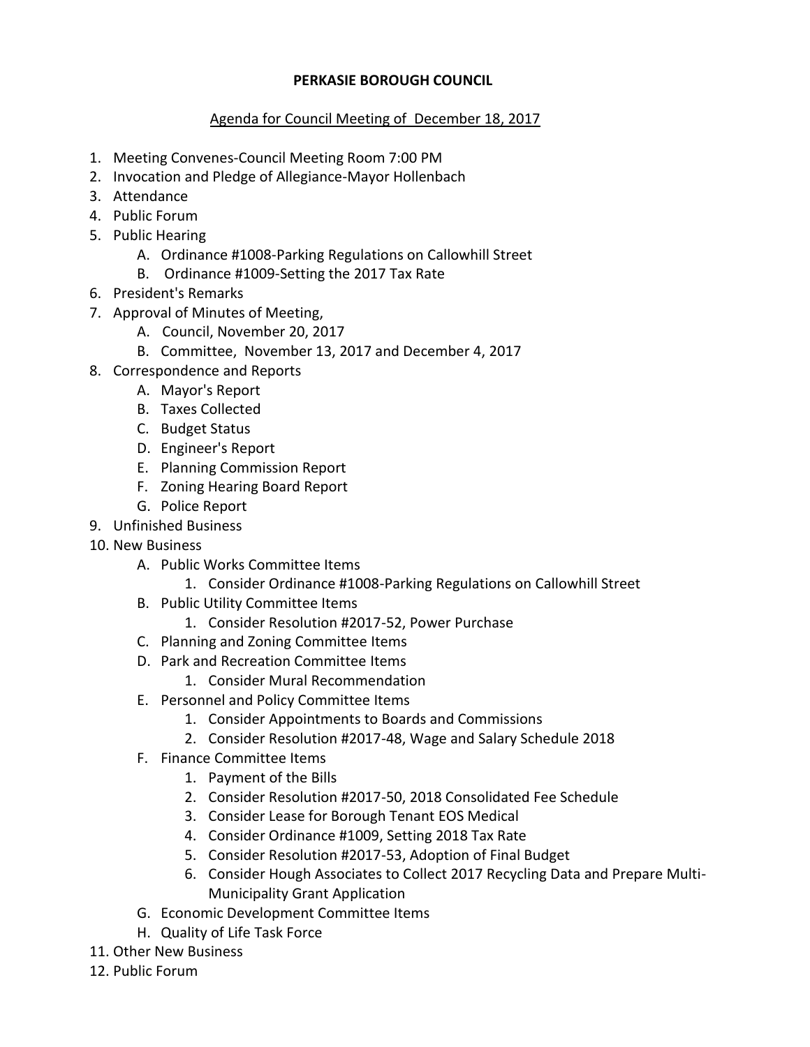**PERKASIE BOROUGH COUNCIL**

Agenda for Council Meeting of December 18, 2017

1. Meeting Convenes-Council Meeting Room 7:00 PM
2. Invocation and Pledge of Allegiance-Mayor Hollenbach
3. Attendance
4. Public Forum
5. Public Hearing
    A. Ordinance #1008-Parking Regulations on Callowhill Street
    B. Ordinance #1009-Setting the 2017 Tax Rate
6. President's Remarks
7. Approval of Minutes of Meeting,
    A. Council, November 20, 2017
    B. Committee, November 13, 2017 and December 4, 2017
8. Correspondence and Reports
    A. Mayor's Report
    B. Taxes Collected
    C. Budget Status
    D. Engineer's Report
    E. Planning Commission Report
    F. Zoning Hearing Board Report
    G. Police Report
9. Unfinished Business
10. New Business
    A. Public Works Committee Items
        1. Consider Ordinance #1008-Parking Regulations on Callowhill Street
    B. Public Utility Committee Items
        1. Consider Resolution #2017-52, Power Purchase
    C. Planning and Zoning Committee Items
    D. Park and Recreation Committee Items
        1. Consider Mural Recommendation
    E. Personnel and Policy Committee Items
        1. Consider Appointments to Boards and Commissions
        2. Consider Resolution #2017-48, Wage and Salary Schedule 2018
    F. Finance Committee Items
        1. Payment of the Bills
        2. Consider Resolution #2017-50, 2018 Consolidated Fee Schedule
        3. Consider Lease for Borough Tenant EOS Medical
        4. Consider Ordinance #1009, Setting 2018 Tax Rate
        5. Consider Resolution #2017-53, Adoption of Final Budget
        6. Consider Hough Associates to Collect 2017 Recycling Data and Prepare Multi-Municipality Grant Application
    G. Economic Development Committee Items
    H. Quality of Life Task Force
11. Other New Business
12. Public Forum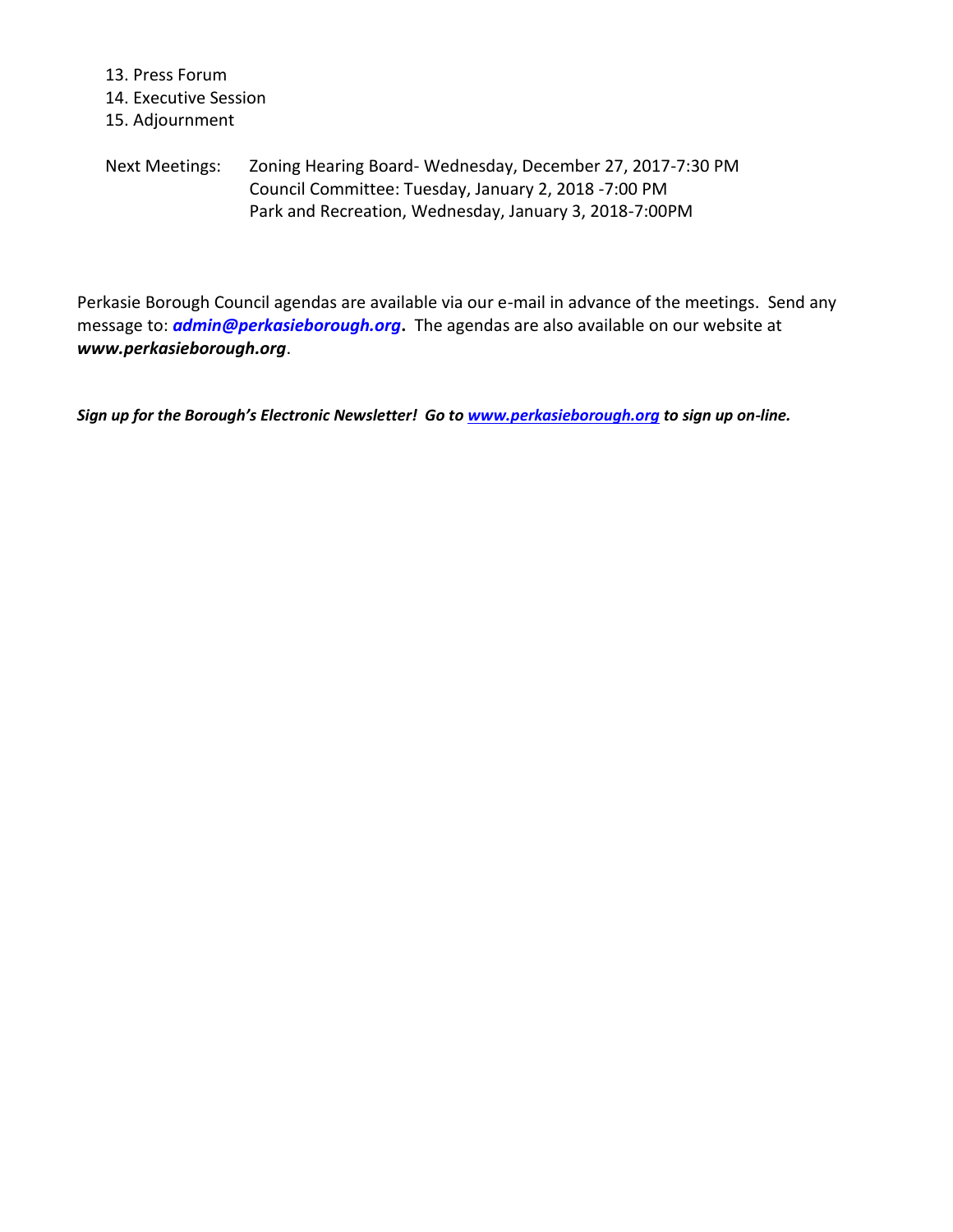13. Press Forum
14. Executive Session
15. Adjournment

Next Meetings: Zoning Hearing Board- Wednesday, December 27, 2017-7:30 PM
Council Committee: Tuesday, January 2, 2018 -7:00 PM
Park and Recreation, Wednesday, January 3, 2018-7:00PM

Perkasie Borough Council agendas are available via our e-mail in advance of the meetings. Send any message to: ***admin@perkasieborough.org*****.** The agendas are also available on our website at ***www.perkasieborough.org***.

***Sign up for the Borough's Electronic Newsletter! Go to [www.perkasieborough.org](www.perkasieborough.org) to sign up on-line.***